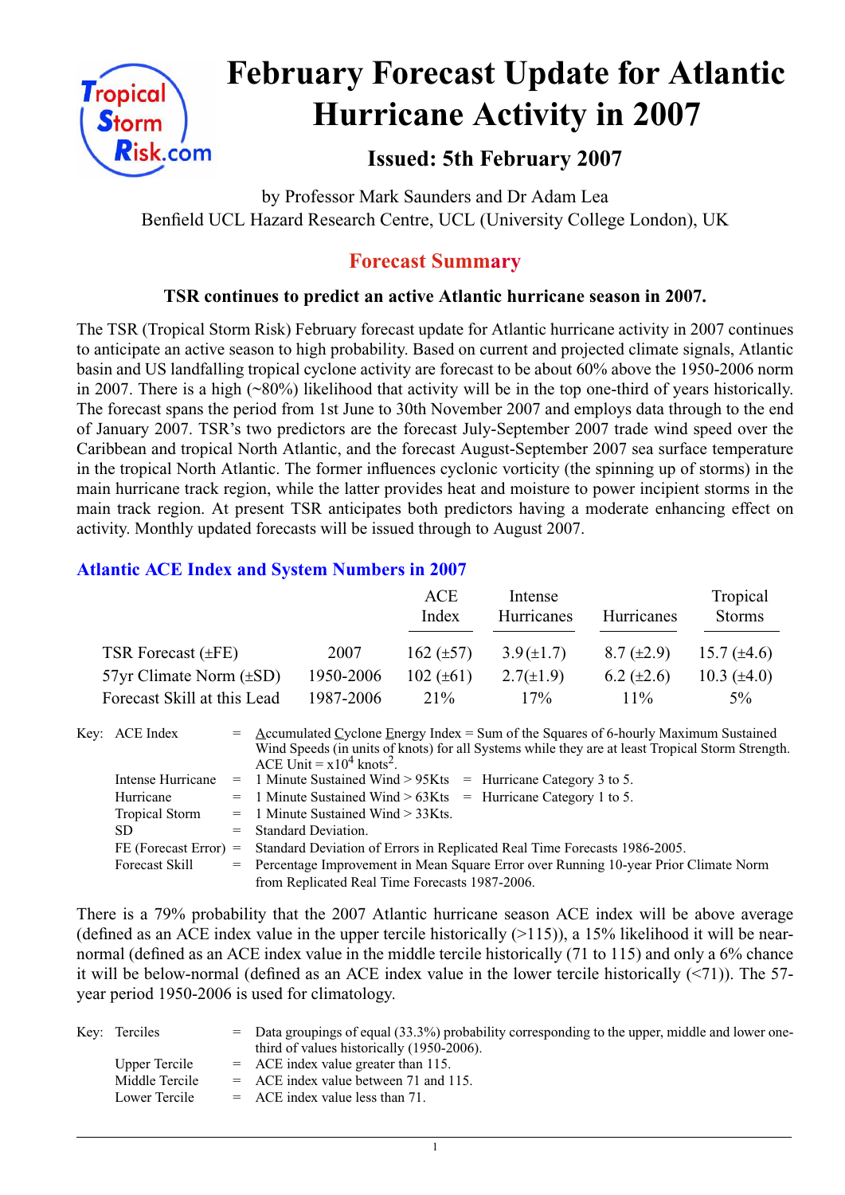# February Forecast Update for Atlantic Hurricane Activity in 2007

### Issued: 5th February 2007

by Professor Mark Saunders and Dr Adam Lea
Benfield UCL Hazard Research Centre, UCL (University College London), UK

## Forecast Summary

**TSR continues to predict an active Atlantic hurricane season in 2007.**

The TSR (Tropical Storm Risk) February forecast update for Atlantic hurricane activity in 2007 continues to anticipate an active season to high probability. Based on current and projected climate signals, Atlantic basin and US landfalling tropical cyclone activity are forecast to be about 60% above the 1950-2006 norm in 2007. There is a high (~80%) likelihood that activity will be in the top one-third of years historically. The forecast spans the period from 1st June to 30th November 2007 and employs data through to the end of January 2007. TSR's two predictors are the forecast July-September 2007 trade wind speed over the Caribbean and tropical North Atlantic, and the forecast August-September 2007 sea surface temperature in the tropical North Atlantic. The former influences cyclonic vorticity (the spinning up of storms) in the main hurricane track region, while the latter provides heat and moisture to power incipient storms in the main track region. At present TSR anticipates both predictors having a moderate enhancing effect on activity. Monthly updated forecasts will be issued through to August 2007.

### Atlantic ACE Index and System Numbers in 2007

| | | ACE Index | Intense Hurricanes | Hurricanes | Tropical Storms |
|---|---|---|---|---|---|
| TSR Forecast (±FE) | 2007 | 162 (±57) | 3.9 (±1.7) | 8.7 (±2.9) | 15.7 (±4.6) |
| 57yr Climate Norm (±SD) | 1950-2006 | 102 (±61) | 2.7 (±1.9) | 6.2 (±2.6) | 10.3 (±4.0) |
| Forecast Skill at this Lead | 1987-2006 | 21% | 17% | 11% | 5% |

Key:
- ACE Index = Accumulated Cyclone Energy Index = Sum of the Squares of 6-hourly Maximum Sustained Wind Speeds (in units of knots) for all Systems while they are at least Tropical Storm Strength. ACE Unit = $x10^4$ knots$^2$.
- Intense Hurricane = 1 Minute Sustained Wind > 95Kts = Hurricane Category 3 to 5.
- Hurricane = 1 Minute Sustained Wind > 63Kts = Hurricane Category 1 to 5.
- Tropical Storm = 1 Minute Sustained Wind > 33Kts.
- SD = Standard Deviation.
- FE (Forecast Error) = Standard Deviation of Errors in Replicated Real Time Forecasts 1986-2005.
- Forecast Skill = Percentage Improvement in Mean Square Error over Running 10-year Prior Climate Norm from Replicated Real Time Forecasts 1987-2006.

There is a 79% probability that the 2007 Atlantic hurricane season ACE index will be above average (defined as an ACE index value in the upper tercile historically (>115)), a 15% likelihood it will be near-normal (defined as an ACE index value in the middle tercile historically (71 to 115) and only a 6% chance it will be below-normal (defined as an ACE index value in the lower tercile historically (<71)). The 57-year period 1950-2006 is used for climatology.

Key:
- Terciles = Data groupings of equal (33.3%) probability corresponding to the upper, middle and lower one-third of values historically (1950-2006).
- Upper Tercile = ACE index value greater than 115.
- Middle Tercile = ACE index value between 71 and 115.
- Lower Tercile = ACE index value less than 71.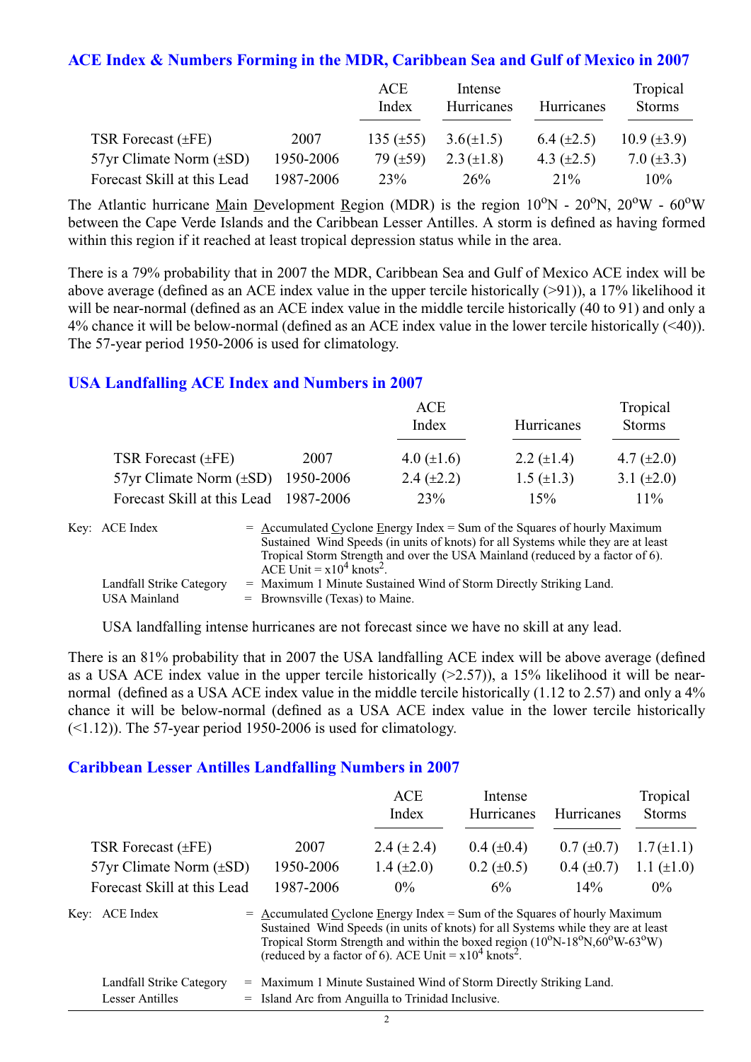## ACE Index & Numbers Forming in the MDR, Caribbean Sea and Gulf of Mexico in 2007

| | | ACE Index | Intense Hurricanes | Hurricanes | Tropical Storms |
|---|---|---|---|---|---|
| TSR Forecast (±FE) | 2007 | 135 (±55) | 3.6(±1.5) | 6.4 (±2.5) | 10.9 (±3.9) |
| 57yr Climate Norm (±SD) | 1950-2006 | 79 (±59) | 2.3 (±1.8) | 4.3 (±2.5) | 7.0 (±3.3) |
| Forecast Skill at this Lead | 1987-2006 | 23% | 26% | 21% | 10% |

The Atlantic hurricane Main Development Region (MDR) is the region 10°N - 20°N, 20°W - 60°W between the Cape Verde Islands and the Caribbean Lesser Antilles. A storm is defined as having formed within this region if it reached at least tropical depression status while in the area.

There is a 79% probability that in 2007 the MDR, Caribbean Sea and Gulf of Mexico ACE index will be above average (defined as an ACE index value in the upper tercile historically (>91)), a 17% likelihood it will be near-normal (defined as an ACE index value in the middle tercile historically (40 to 91) and only a 4% chance it will be below-normal (defined as an ACE index value in the lower tercile historically (<40)). The 57-year period 1950-2006 is used for climatology.

## USA Landfalling ACE Index and Numbers in 2007

| | | ACE Index | Hurricanes | Tropical Storms |
|---|---|---|---|---|
| TSR Forecast (±FE) | 2007 | 4.0 (±1.6) | 2.2 (±1.4) | 4.7 (±2.0) |
| 57yr Climate Norm (±SD) | 1950-2006 | 2.4 (±2.2) | 1.5 (±1.3) | 3.1 (±2.0) |
| Forecast Skill at this Lead | 1987-2006 | 23% | 15% | 11% |

Key: ACE Index = Accumulated Cyclone Energy Index = Sum of the Squares of hourly Maximum Sustained Wind Speeds (in units of knots) for all Systems while they are at least Tropical Storm Strength and over the USA Mainland (reduced by a factor of 6). ACE Unit = $x10^4$ knots$^2$.

Landfall Strike Category = Maximum 1 Minute Sustained Wind of Storm Directly Striking Land.
USA Mainland = Brownsville (Texas) to Maine.

USA landfalling intense hurricanes are not forecast since we have no skill at any lead.

There is an 81% probability that in 2007 the USA landfalling ACE index will be above average (defined as a USA ACE index value in the upper tercile historically (>2.57)), a 15% likelihood it will be near-normal (defined as a USA ACE index value in the middle tercile historically (1.12 to 2.57) and only a 4% chance it will be below-normal (defined as a USA ACE index value in the lower tercile historically (<1.12)). The 57-year period 1950-2006 is used for climatology.

## Caribbean Lesser Antilles Landfalling Numbers in 2007

| | | ACE Index | Intense Hurricanes | Hurricanes | Tropical Storms |
|---|---|---|---|---|---|
| TSR Forecast (±FE) | 2007 | 2.4 (± 2.4) | 0.4 (±0.4) | 0.7 (±0.7) | 1.7(±1.1) |
| 57yr Climate Norm (±SD) | 1950-2006 | 1.4 (±2.0) | 0.2 (±0.5) | 0.4 (±0.7) | 1.1 (±1.0) |
| Forecast Skill at this Lead | 1987-2006 | 0% | 6% | 14% | 0% |

Key: ACE Index = Accumulated Cyclone Energy Index = Sum of the Squares of hourly Maximum Sustained Wind Speeds (in units of knots) for all Systems while they are at least Tropical Storm Strength and within the boxed region (10°N-18°N,60°W-63°W) (reduced by a factor of 6). ACE Unit = $x10^4$ knots$^2$.

Landfall Strike Category = Maximum 1 Minute Sustained Wind of Storm Directly Striking Land.
Lesser Antilles = Island Arc from Anguilla to Trinidad Inclusive.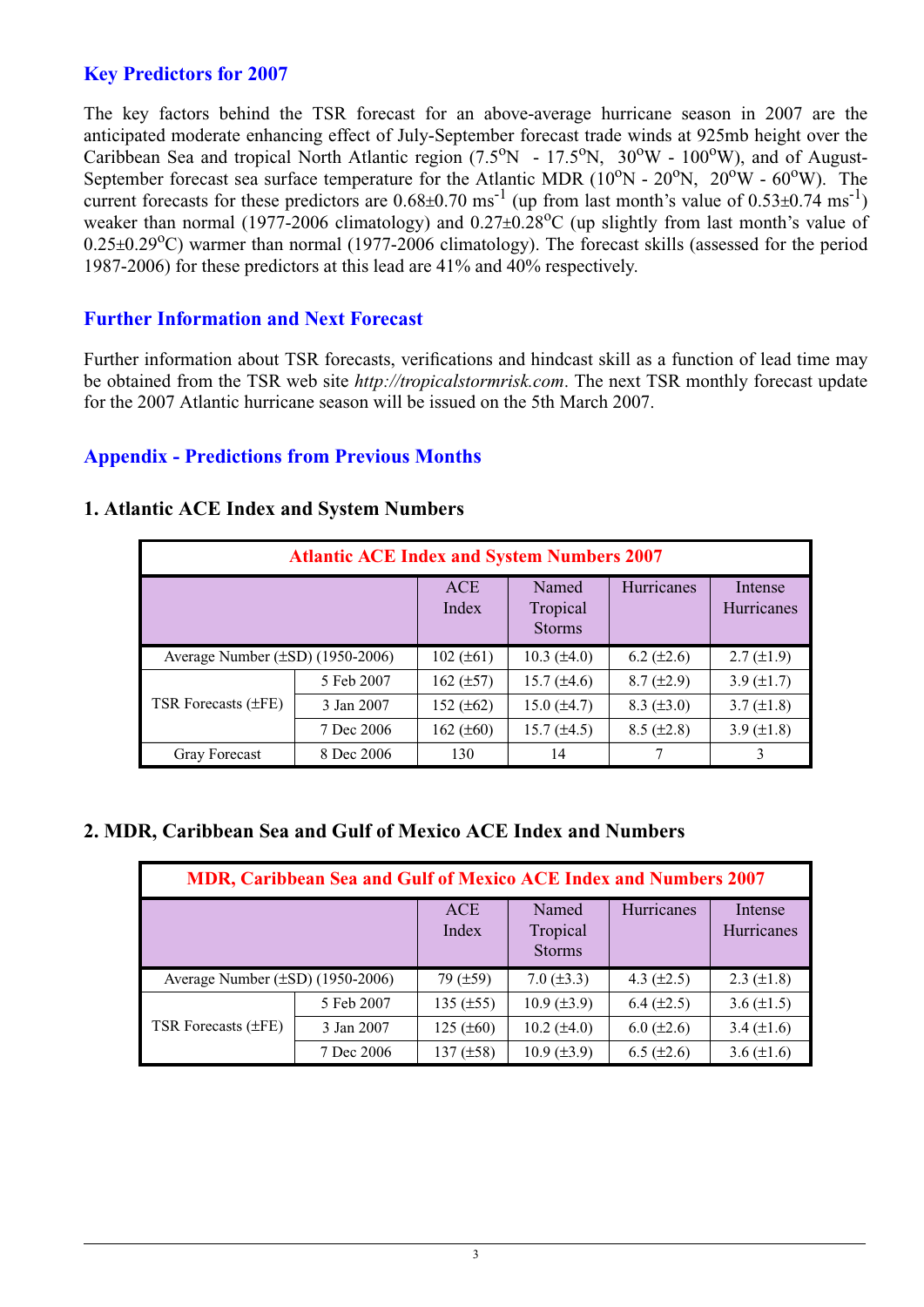## Key Predictors for 2007

The key factors behind the TSR forecast for an above-average hurricane season in 2007 are the anticipated moderate enhancing effect of July-September forecast trade winds at 925mb height over the Caribbean Sea and tropical North Atlantic region (7.5°N - 17.5°N, 30°W - 100°W), and of August-September forecast sea surface temperature for the Atlantic MDR (10°N - 20°N, 20°W - 60°W). The current forecasts for these predictors are 0.68±0.70 $ms^{-1}$ (up from last month's value of 0.53±0.74 $ms^{-1}$) weaker than normal (1977-2006 climatology) and 0.27±0.28°C (up slightly from last month's value of 0.25±0.29°C) warmer than normal (1977-2006 climatology). The forecast skills (assessed for the period 1987-2006) for these predictors at this lead are 41% and 40% respectively.

## Further Information and Next Forecast

Further information about TSR forecasts, verifications and hindcast skill as a function of lead time may be obtained from the TSR web site *http://tropicalstormrisk.com*. The next TSR monthly forecast update for the 2007 Atlantic hurricane season will be issued on the 5th March 2007.

## Appendix - Predictions from Previous Months

### 1. Atlantic ACE Index and System Numbers

| Atlantic ACE Index and System Numbers 2007 | | | | | |
|---|---|---|---|---|---|
| | | ACE Index | Named Tropical Storms | Hurricanes | Intense Hurricanes |
| Average Number (±SD) (1950-2006) | | 102 (±61) | 10.3 (±4.0) | 6.2 (±2.6) | 2.7 (±1.9) |
| TSR Forecasts (±FE) | 5 Feb 2007 | 162 (±57) | 15.7 (±4.6) | 8.7 (±2.9) | 3.9 (±1.7) |
| | 3 Jan 2007 | 152 (±62) | 15.0 (±4.7) | 8.3 (±3.0) | 3.7 (±1.8) |
| | 7 Dec 2006 | 162 (±60) | 15.7 (±4.5) | 8.5 (±2.8) | 3.9 (±1.8) |
| Gray Forecast | 8 Dec 2006 | 130 | 14 | 7 | 3 |

### 2. MDR, Caribbean Sea and Gulf of Mexico ACE Index and Numbers

| MDR, Caribbean Sea and Gulf of Mexico ACE Index and Numbers 2007 | | | | | |
|---|---|---|---|---|---|
| | | ACE Index | Named Tropical Storms | Hurricanes | Intense Hurricanes |
| Average Number (±SD) (1950-2006) | | 79 (±59) | 7.0 (±3.3) | 4.3 (±2.5) | 2.3 (±1.8) |
| TSR Forecasts (±FE) | 5 Feb 2007 | 135 (±55) | 10.9 (±3.9) | 6.4 (±2.5) | 3.6 (±1.5) |
| | 3 Jan 2007 | 125 (±60) | 10.2 (±4.0) | 6.0 (±2.6) | 3.4 (±1.6) |
| | 7 Dec 2006 | 137 (±58) | 10.9 (±3.9) | 6.5 (±2.6) | 3.6 (±1.6) |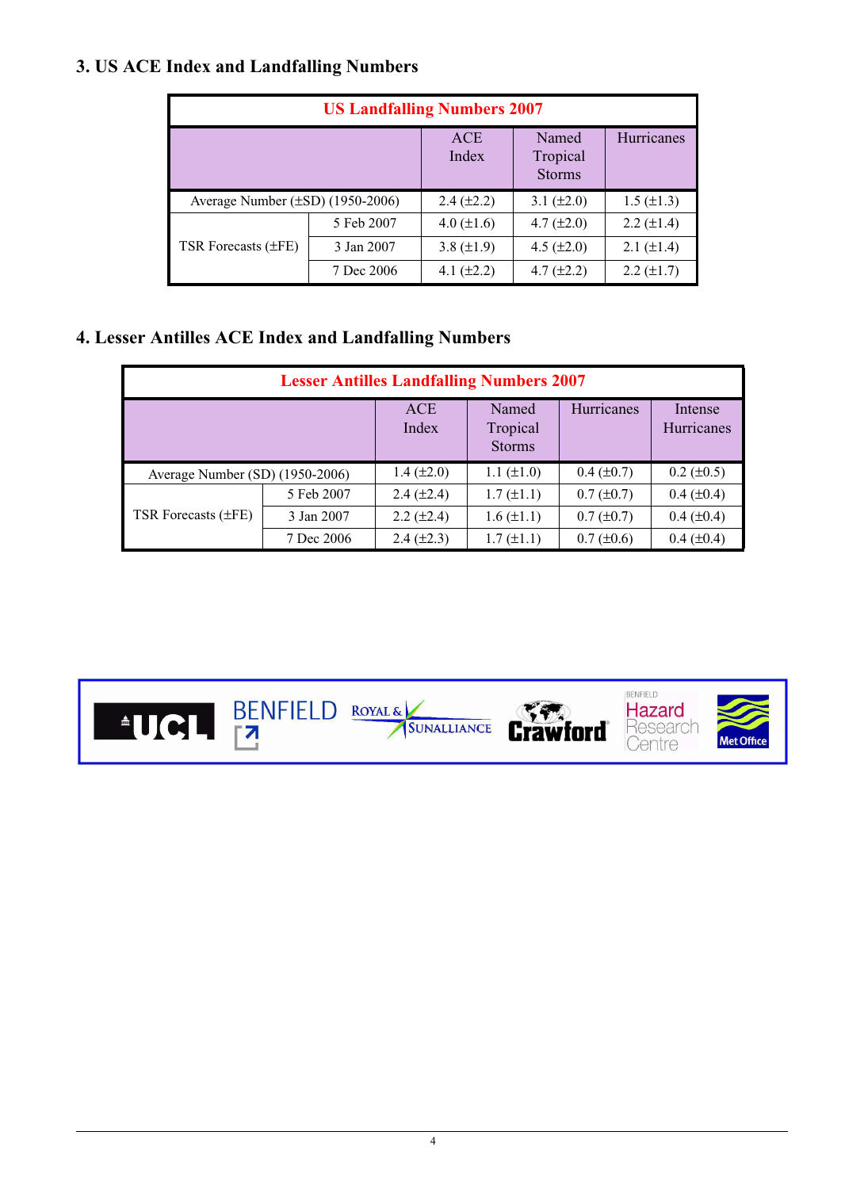## 3. US ACE Index and Landfalling Numbers

| US Landfalling Numbers 2007 | | | | |
|---|---|---|---|---|
| | | ACE Index | Named Tropical Storms | Hurricanes |
| Average Number (±SD) (1950-2006) | | 2.4 (±2.2) | 3.1 (±2.0) | 1.5 (±1.3) |
| TSR Forecasts (±FE) | 5 Feb 2007 | 4.0 (±1.6) | 4.7 (±2.0) | 2.2 (±1.4) |
| | 3 Jan 2007 | 3.8 (±1.9) | 4.5 (±2.0) | 2.1 (±1.4) |
| | 7 Dec 2006 | 4.1 (±2.2) | 4.7 (±2.2) | 2.2 (±1.7) |

## 4. Lesser Antilles ACE Index and Landfalling Numbers

| Lesser Antilles Landfalling Numbers 2007 | | | | | |
|---|---|---|---|---|---|
| | | ACE Index | Named Tropical Storms | Hurricanes | Intense Hurricanes |
| Average Number (SD) (1950-2006) | | 1.4 (±2.0) | 1.1 (±1.0) | 0.4 (±0.7) | 0.2 (±0.5) |
| TSR Forecasts (±FE) | 5 Feb 2007 | 2.4 (±2.4) | 1.7 (±1.1) | 0.7 (±0.7) | 0.4 (±0.4) |
| | 3 Jan 2007 | 2.2 (±2.4) | 1.6 (±1.1) | 0.7 (±0.7) | 0.4 (±0.4) |
| | 7 Dec 2006 | 2.4 (±2.3) | 1.7 (±1.1) | 0.7 (±0.6) | 0.4 (±0.4) |

UCL BENFIELD ROYAL & SUNALLIANCE Crawford BENFIELD Hazard Research Centre Met Office